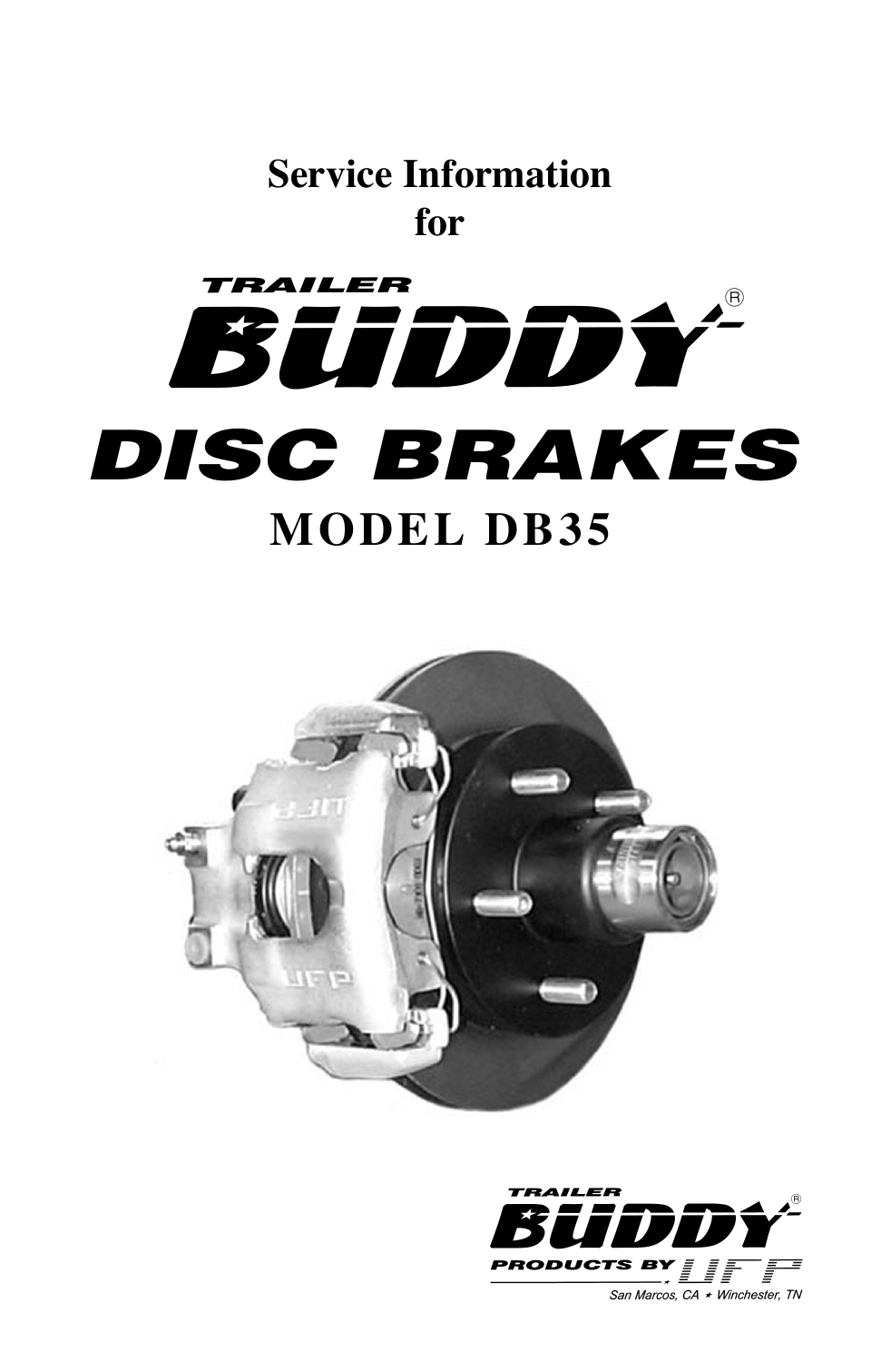# Service Information for

# TRAILER BUDDY®

# DISC BRAKES

## MODEL DB35

TRAILER BUDDY®

PRODUCTS BY UFP

*San Marcos, CA ★ Winchester, TN*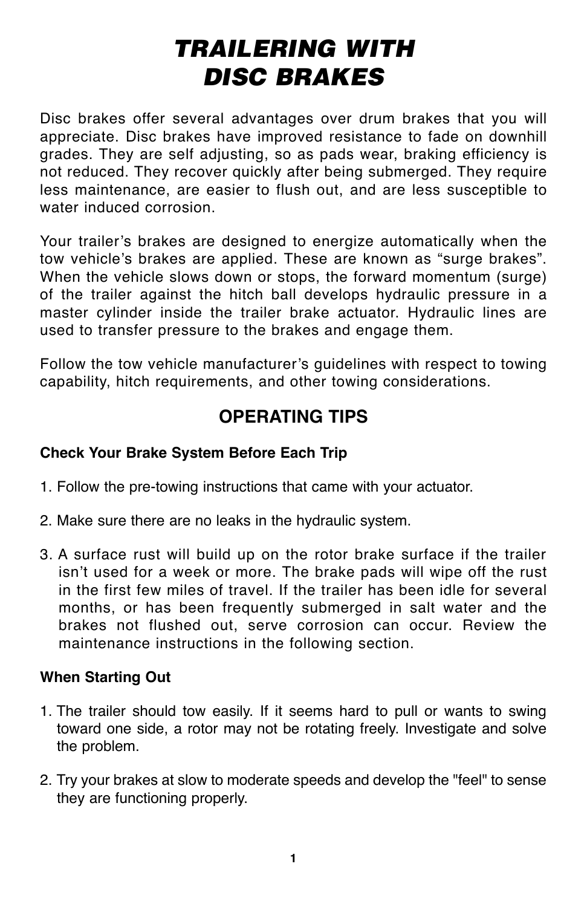# TRAILERING WITH DISC BRAKES

Disc brakes offer several advantages over drum brakes that you will appreciate. Disc brakes have improved resistance to fade on downhill grades. They are self adjusting, so as pads wear, braking efficiency is not reduced. They recover quickly after being submerged. They require less maintenance, are easier to flush out, and are less susceptible to water induced corrosion.

Your trailer's brakes are designed to energize automatically when the tow vehicle's brakes are applied. These are known as "surge brakes". When the vehicle slows down or stops, the forward momentum (surge) of the trailer against the hitch ball develops hydraulic pressure in a master cylinder inside the trailer brake actuator. Hydraulic lines are used to transfer pressure to the brakes and engage them.

Follow the tow vehicle manufacturer's guidelines with respect to towing capability, hitch requirements, and other towing considerations.

## OPERATING TIPS

### Check Your Brake System Before Each Trip

1. Follow the pre-towing instructions that came with your actuator.

2. Make sure there are no leaks in the hydraulic system.

3. A surface rust will build up on the rotor brake surface if the trailer isn't used for a week or more. The brake pads will wipe off the rust in the first few miles of travel. If the trailer has been idle for several months, or has been frequently submerged in salt water and the brakes not flushed out, serve corrosion can occur. Review the maintenance instructions in the following section.

### When Starting Out

1. The trailer should tow easily. If it seems hard to pull or wants to swing toward one side, a rotor may not be rotating freely. Investigate and solve the problem.

2. Try your brakes at slow to moderate speeds and develop the "feel" to sense they are functioning properly.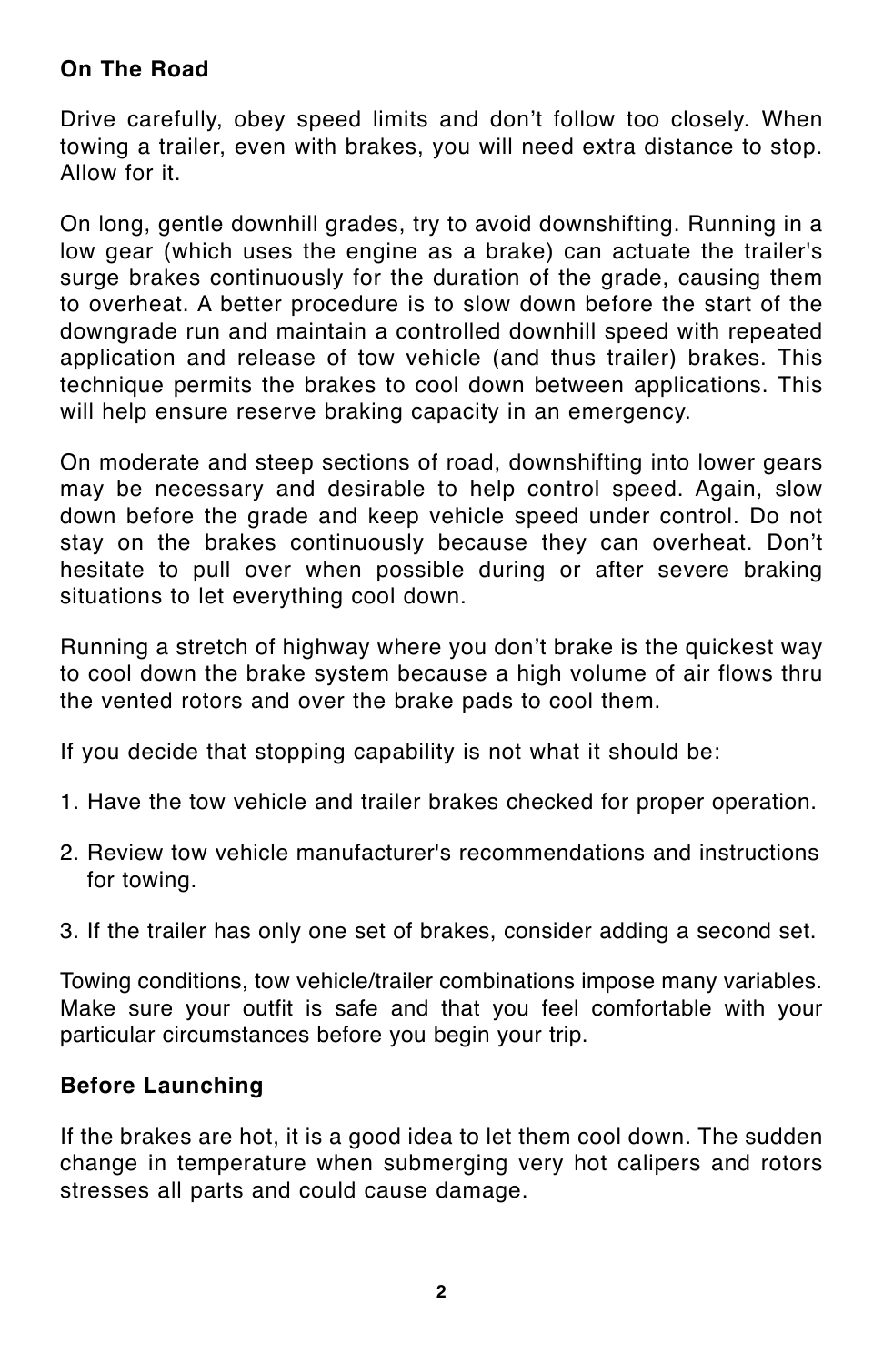**On The Road**

Drive carefully, obey speed limits and don’t follow too closely. When towing a trailer, even with brakes, you will need extra distance to stop. Allow for it.

On long, gentle downhill grades, try to avoid downshifting. Running in a low gear (which uses the engine as a brake) can actuate the trailer's surge brakes continuously for the duration of the grade, causing them to overheat. A better procedure is to slow down before the start of the downgrade run and maintain a controlled downhill speed with repeated application and release of tow vehicle (and thus trailer) brakes. This technique permits the brakes to cool down between applications. This will help ensure reserve braking capacity in an emergency.

On moderate and steep sections of road, downshifting into lower gears may be necessary and desirable to help control speed. Again, slow down before the grade and keep vehicle speed under control. Do not stay on the brakes continuously because they can overheat. Don’t hesitate to pull over when possible during or after severe braking situations to let everything cool down.

Running a stretch of highway where you don’t brake is the quickest way to cool down the brake system because a high volume of air flows thru the vented rotors and over the brake pads to cool them.

If you decide that stopping capability is not what it should be:

1. Have the tow vehicle and trailer brakes checked for proper operation.
2. Review tow vehicle manufacturer's recommendations and instructions for towing.
3. If the trailer has only one set of brakes, consider adding a second set.

Towing conditions, tow vehicle/trailer combinations impose many variables. Make sure your outfit is safe and that you feel comfortable with your particular circumstances before you begin your trip.

**Before Launching**

If the brakes are hot, it is a good idea to let them cool down. The sudden change in temperature when submerging very hot calipers and rotors stresses all parts and could cause damage.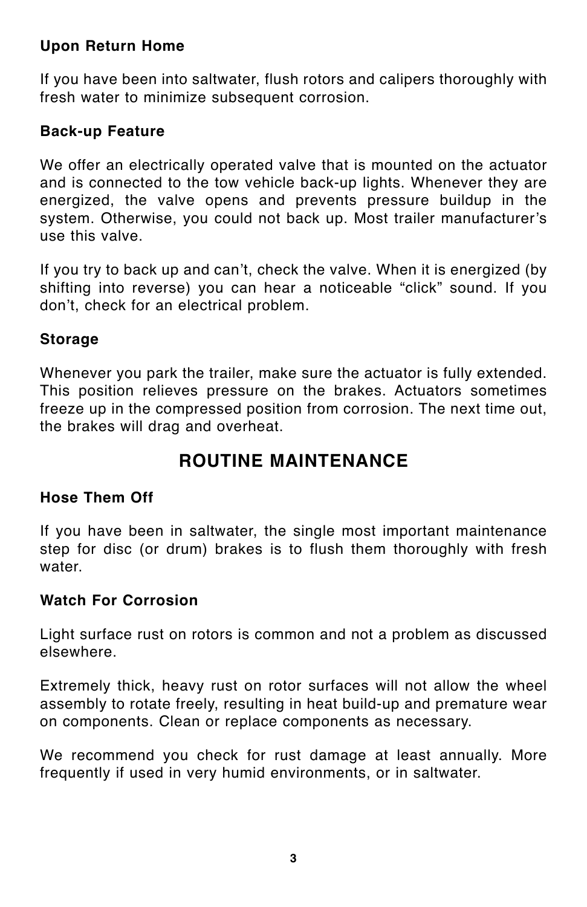### Upon Return Home

If you have been into saltwater, flush rotors and calipers thoroughly with fresh water to minimize subsequent corrosion.

### Back-up Feature

We offer an electrically operated valve that is mounted on the actuator and is connected to the tow vehicle back-up lights. Whenever they are energized, the valve opens and prevents pressure buildup in the system. Otherwise, you could not back up. Most trailer manufacturer's use this valve.

If you try to back up and can't, check the valve. When it is energized (by shifting into reverse) you can hear a noticeable "click" sound. If you don't, check for an electrical problem.

### Storage

Whenever you park the trailer, make sure the actuator is fully extended. This position relieves pressure on the brakes. Actuators sometimes freeze up in the compressed position from corrosion. The next time out, the brakes will drag and overheat.

## ROUTINE MAINTENANCE

### Hose Them Off

If you have been in saltwater, the single most important maintenance step for disc (or drum) brakes is to flush them thoroughly with fresh water.

### Watch For Corrosion

Light surface rust on rotors is common and not a problem as discussed elsewhere.

Extremely thick, heavy rust on rotor surfaces will not allow the wheel assembly to rotate freely, resulting in heat build-up and premature wear on components. Clean or replace components as necessary.

We recommend you check for rust damage at least annually. More frequently if used in very humid environments, or in saltwater.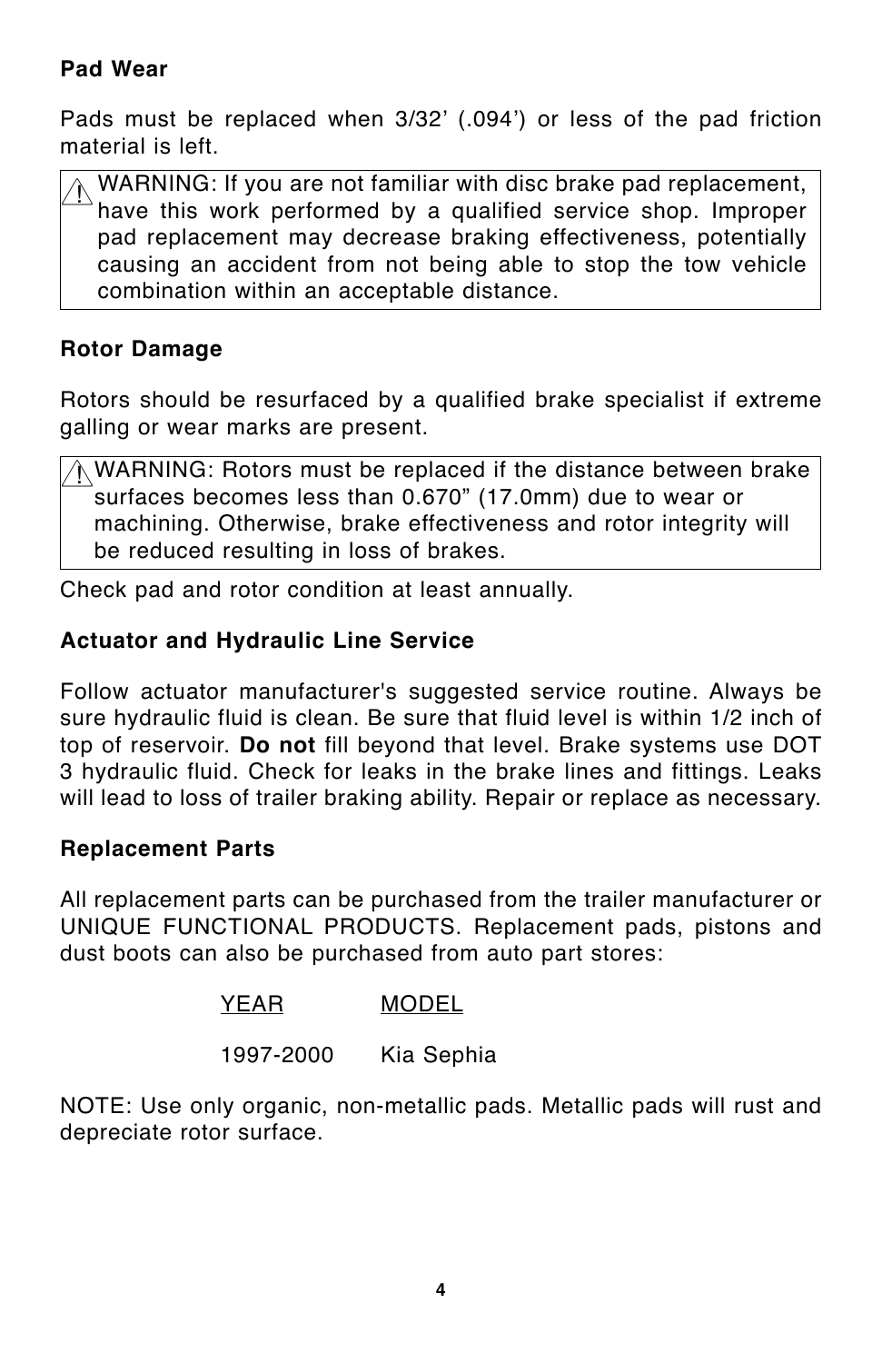## Pad Wear

Pads must be replaced when 3/32' (.094') or less of the pad friction material is left.

> ⚠ WARNING: If you are not familiar with disc brake pad replacement, have this work performed by a qualified service shop. Improper pad replacement may decrease braking effectiveness, potentially causing an accident from not being able to stop the tow vehicle combination within an acceptable distance.

## Rotor Damage

Rotors should be resurfaced by a qualified brake specialist if extreme galling or wear marks are present.

> ⚠ WARNING: Rotors must be replaced if the distance between brake surfaces becomes less than 0.670" (17.0mm) due to wear or machining. Otherwise, brake effectiveness and rotor integrity will be reduced resulting in loss of brakes.

Check pad and rotor condition at least annually.

## Actuator and Hydraulic Line Service

Follow actuator manufacturer's suggested service routine. Always be sure hydraulic fluid is clean. Be sure that fluid level is within 1/2 inch of top of reservoir. **Do not** fill beyond that level. Brake systems use DOT 3 hydraulic fluid. Check for leaks in the brake lines and fittings. Leaks will lead to loss of trailer braking ability. Repair or replace as necessary.

## Replacement Parts

All replacement parts can be purchased from the trailer manufacturer or UNIQUE FUNCTIONAL PRODUCTS. Replacement pads, pistons and dust boots can also be purchased from auto part stores:

| YEAR | MODEL |
|---|---|
| 1997-2000 | Kia Sephia |

NOTE: Use only organic, non-metallic pads. Metallic pads will rust and depreciate rotor surface.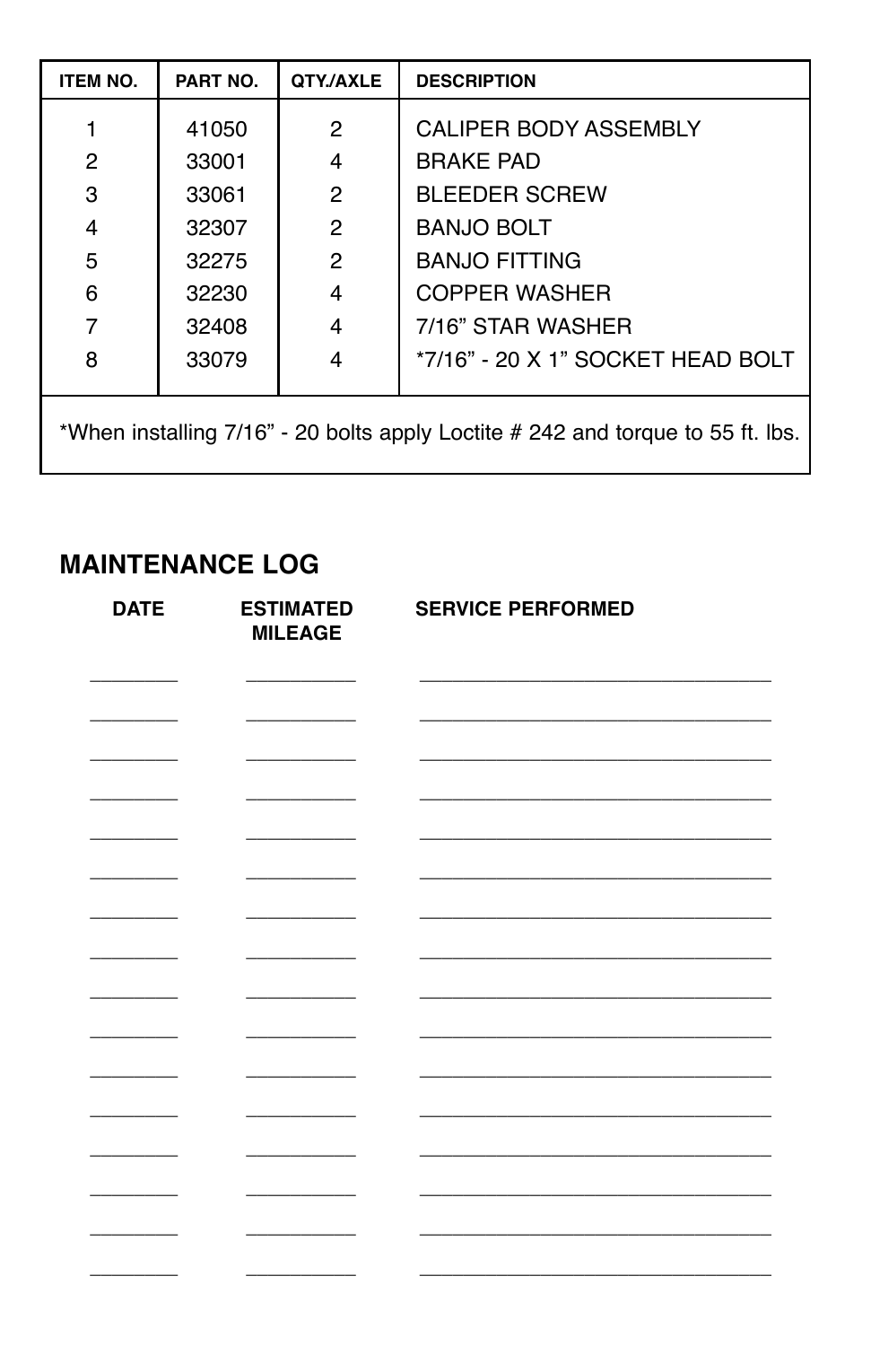| ITEM NO. | PART NO. | QTY./AXLE | DESCRIPTION |
|---|---|---|---|
| 1 | 41050 | 2 | CALIPER BODY ASSEMBLY |
| 2 | 33001 | 4 | BRAKE PAD |
| 3 | 33061 | 2 | BLEEDER SCREW |
| 4 | 32307 | 2 | BANJO BOLT |
| 5 | 32275 | 2 | BANJO FITTING |
| 6 | 32230 | 4 | COPPER WASHER |
| 7 | 32408 | 4 | 7/16” STAR WASHER |
| 8 | 33079 | 4 | *7/16” - 20 X 1” SOCKET HEAD BOLT |

*When installing 7/16” - 20 bolts apply Loctite # 242 and torque to 55 ft. lbs.

## MAINTENANCE LOG

| DATE | ESTIMATED MILEAGE | SERVICE PERFORMED |
|---|---|---|
| ________ | __________ | ________________________________ |
| ________ | __________ | ________________________________ |
| ________ | __________ | ________________________________ |
| ________ | __________ | ________________________________ |
| ________ | __________ | ________________________________ |
| ________ | __________ | ________________________________ |
| ________ | __________ | ________________________________ |
| ________ | __________ | ________________________________ |
| ________ | __________ | ________________________________ |
| ________ | __________ | ________________________________ |
| ________ | __________ | ________________________________ |
| ________ | __________ | ________________________________ |
| ________ | __________ | ________________________________ |
| ________ | __________ | ________________________________ |
| ________ | __________ | ________________________________ |
| ________ | __________ | ________________________________ |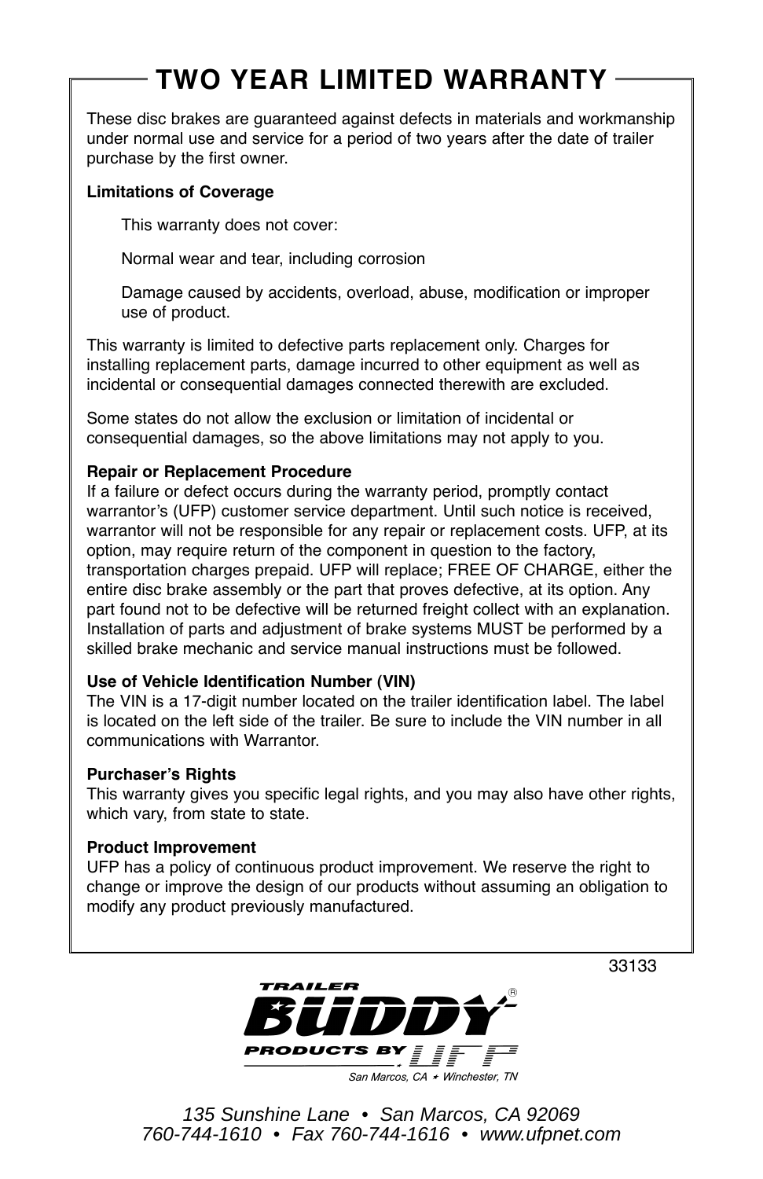# TWO YEAR LIMITED WARRANTY

These disc brakes are guaranteed against defects in materials and workmanship under normal use and service for a period of two years after the date of trailer purchase by the first owner.

**Limitations of Coverage**

This warranty does not cover:

Normal wear and tear, including corrosion

Damage caused by accidents, overload, abuse, modification or improper use of product.

This warranty is limited to defective parts replacement only. Charges for installing replacement parts, damage incurred to other equipment as well as incidental or consequential damages connected therewith are excluded.

Some states do not allow the exclusion or limitation of incidental or consequential damages, so the above limitations may not apply to you.

**Repair or Replacement Procedure**
If a failure or defect occurs during the warranty period, promptly contact warrantor's (UFP) customer service department. Until such notice is received, warrantor will not be responsible for any repair or replacement costs. UFP, at its option, may require return of the component in question to the factory, transportation charges prepaid. UFP will replace; FREE OF CHARGE, either the entire disc brake assembly or the part that proves defective, at its option. Any part found not to be defective will be returned freight collect with an explanation. Installation of parts and adjustment of brake systems MUST be performed by a skilled brake mechanic and service manual instructions must be followed.

**Use of Vehicle Identification Number (VIN)**
The VIN is a 17-digit number located on the trailer identification label. The label is located on the left side of the trailer. Be sure to include the VIN number in all communications with Warrantor.

**Purchaser's Rights**
This warranty gives you specific legal rights, and you may also have other rights, which vary, from state to state.

**Product Improvement**
UFP has a policy of continuous product improvement. We reserve the right to change or improve the design of our products without assuming an obligation to modify any product previously manufactured.

33133

TRAILER BUDDY® PRODUCTS BY UFP
San Marcos, CA ★ Winchester, TN

*135 Sunshine Lane • San Marcos, CA 92069*
*760-744-1610 • Fax 760-744-1616 • www.ufpnet.com*